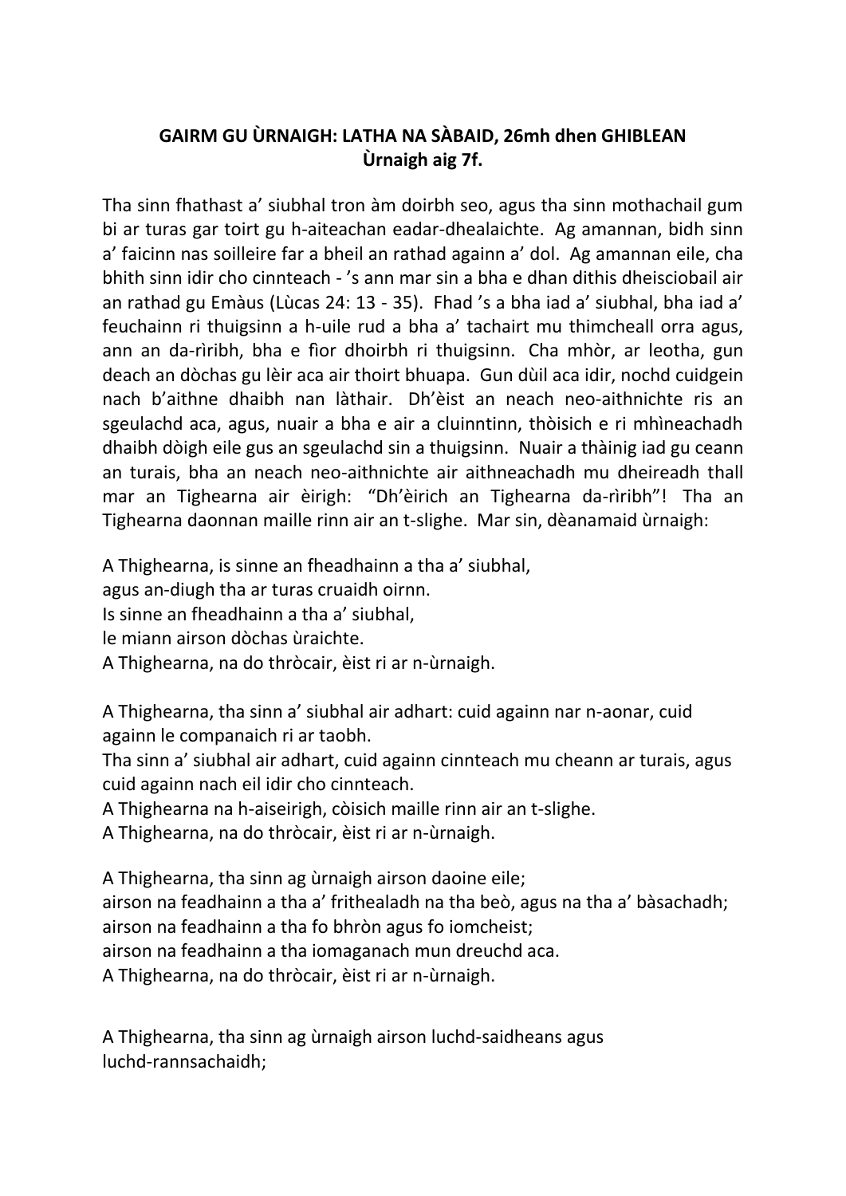**GAIRM GU ÙRNAIGH: LATHA NA SÀBAID, 26mh dhen GHIBLEAN**
**Ùrnaigh aig 7f.**

Tha sinn fhathast a' siubhal tron àm doirbh seo, agus tha sinn mothachail gum bi ar turas gar toirt gu h-aiteachan eadar-dhealaichte. Ag amannan, bidh sinn a' faicinn nas soilleire far a bheil an rathad againn a' dol. Ag amannan eile, cha bhith sinn idir cho cinnteach - 's ann mar sin a bha e dhan dithis dheisciobail air an rathad gu Emàus (Lùcas 24: 13 - 35). Fhad 's a bha iad a' siubhal, bha iad a' feuchainn ri thuigsinn a h-uile rud a bha a' tachairt mu thimcheall orra agus, ann an da-rìribh, bha e fìor dhoirbh ri thuigsinn. Cha mhòr, ar leotha, gun deach an dòchas gu lèir aca air thoirt bhuapa. Gun dùil aca idir, nochd cuidgein nach b'aithne dhaibh nan làthair. Dh'èist an neach neo-aithnichte ris an sgeulachd aca, agus, nuair a bha e air a cluinntinn, thòisich e ri mhìneachadh dhaibh dòigh eile gus an sgeulachd sin a thuigsinn. Nuair a thàinig iad gu ceann an turais, bha an neach neo-aithnichte air aithneachadh mu dheireadh thall mar an Tighearna air èirigh: "Dh'èirich an Tighearna da-rìribh"! Tha an Tighearna daonnan maille rinn air an t-slighe. Mar sin, dèanamaid ùrnaigh:

A Thighearna, is sinne an fheadhainn a tha a' siubhal,
agus an-diugh tha ar turas cruaidh oirnn.
Is sinne an fheadhainn a tha a' siubhal,
le miann airson dòchas ùraichte.
A Thighearna, na do thròcair, èist ri ar n-ùrnaigh.

A Thighearna, tha sinn a' siubhal air adhart: cuid againn nar n-aonar, cuid againn le companaich ri ar taobh.
Tha sinn a' siubhal air adhart, cuid againn cinnteach mu cheann ar turais, agus cuid againn nach eil idir cho cinnteach.
A Thighearna na h-aiseirigh, còisich maille rinn air an t-slighe.
A Thighearna, na do thròcair, èist ri ar n-ùrnaigh.

A Thighearna, tha sinn ag ùrnaigh airson daoine eile;
airson na feadhainn a tha a' frithealadh na tha beò, agus na tha a' bàsachadh;
airson na feadhainn a tha fo bhròn agus fo iomcheist;
airson na feadhainn a tha iomaganach mun dreuchd aca.
A Thighearna, na do thròcair, èist ri ar n-ùrnaigh.

A Thighearna, tha sinn ag ùrnaigh airson luchd-saidheans agus
luchd-rannsachaidh;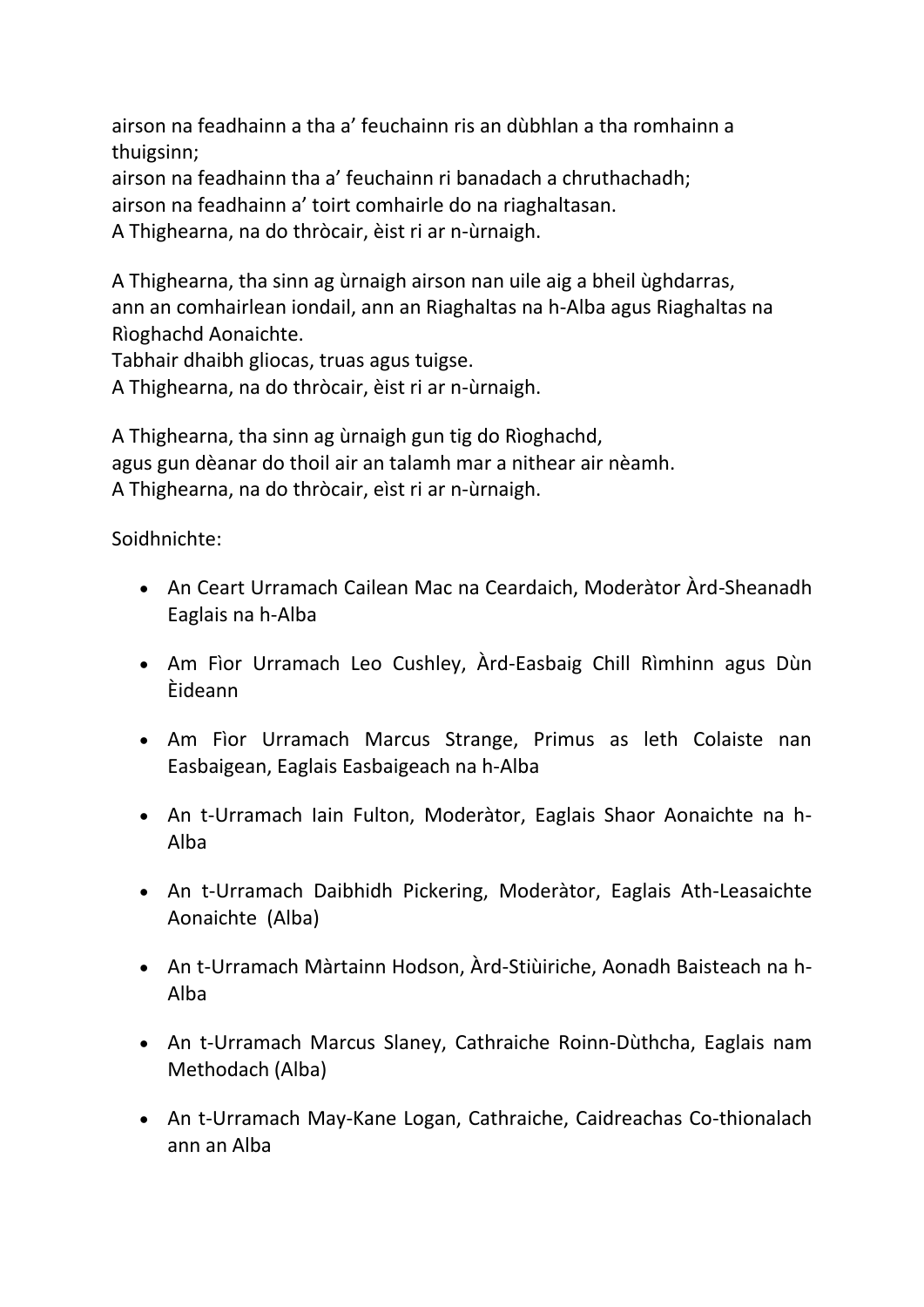airson na feadhainn a tha a’ feuchainn ris an dùbhlan a tha romhainn a thuigsinn;
airson na feadhainn tha a’ feuchainn ri banadach a chruthachadh;
airson na feadhainn a’ toirt comhairle do na riaghaltasan.
A Thighearna, na do thròcair, èist ri ar n-ùrnaigh.

A Thighearna, tha sinn ag ùrnaigh airson nan uile aig a bheil ùghdarras,
ann an comhairlean iondail, ann an Riaghaltas na h-Alba agus Riaghaltas na Rìoghachd Aonaichte.
Tabhair dhaibh gliocas, truas agus tuigse.
A Thighearna, na do thròcair, èist ri ar n-ùrnaigh.

A Thighearna, tha sinn ag ùrnaigh gun tig do Rìoghachd,
agus gun dèanar do thoil air an talamh mar a nithear air nèamh.
A Thighearna, na do thròcair, eìst ri ar n-ùrnaigh.

Soidhnichte:

- An Ceart Urramach Cailean Mac na Ceardaich, Moderàtor Àrd-Sheanadh Eaglais na h-Alba
- Am Fìor Urramach Leo Cushley, Àrd-Easbaig Chill Rìmhinn agus Dùn Èideann
- Am Fìor Urramach Marcus Strange, Primus as leth Colaiste nan Easbaigean, Eaglais Easbaigeach na h-Alba
- An t-Urramach Iain Fulton, Moderàtor, Eaglais Shaor Aonaichte na h-Alba
- An t-Urramach Daibhidh Pickering, Moderàtor, Eaglais Ath-Leasaichte Aonaichte (Alba)
- An t-Urramach Màrtainn Hodson, Àrd-Stiùiriche, Aonadh Baisteach na h-Alba
- An t-Urramach Marcus Slaney, Cathraiche Roinn-Dùthcha, Eaglais nam Methodach (Alba)
- An t-Urramach May-Kane Logan, Cathraiche, Caidreachas Co-thionalach ann an Alba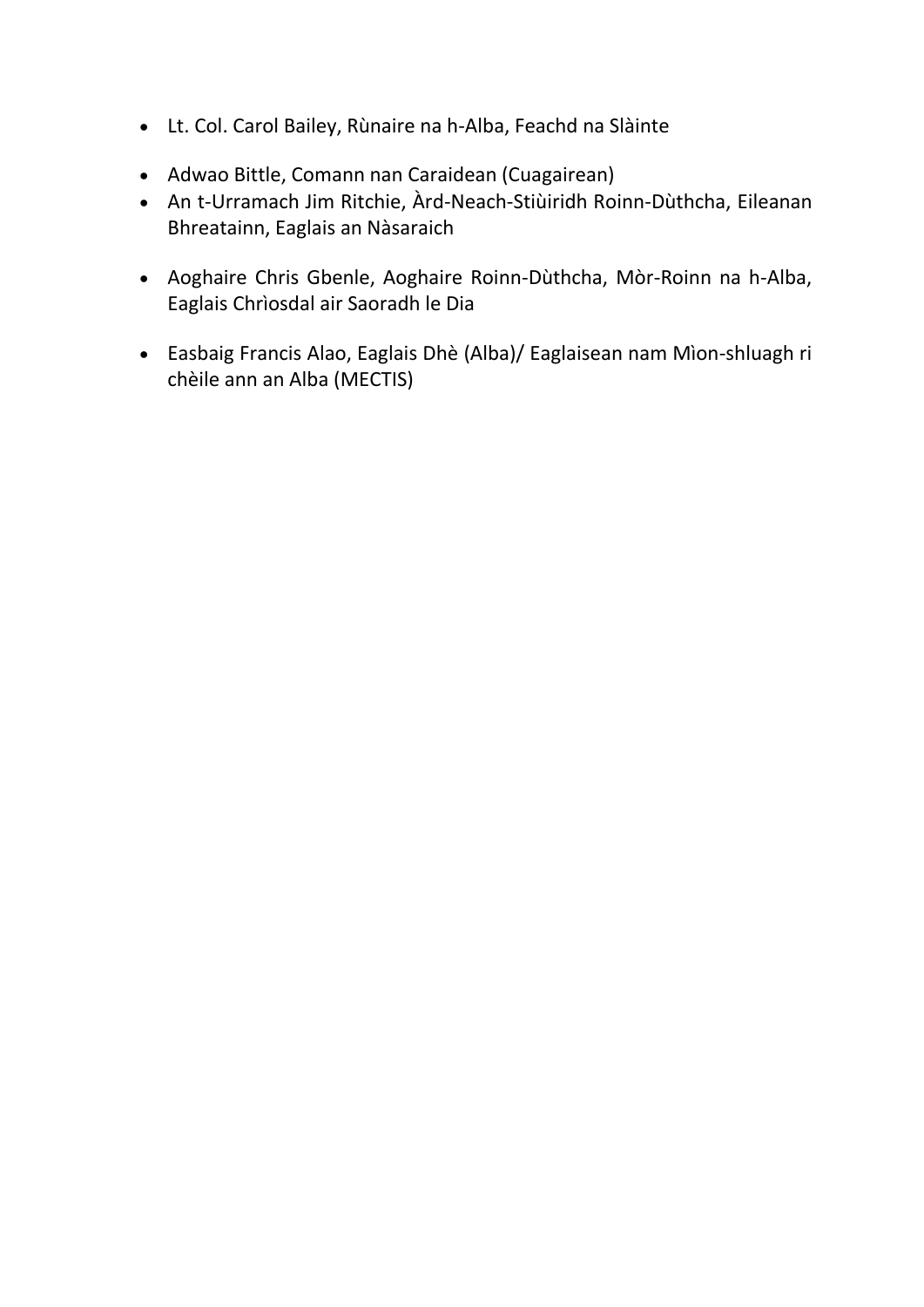- Lt. Col. Carol Bailey, Rùnaire na h-Alba, Feachd na Slàinte
- Adwao Bittle, Comann nan Caraidean (Cuagairean)
- An t-Urramach Jim Ritchie, Àrd-Neach-Stiùiridh Roinn-Dùthcha, Eileanan Bhreatainn, Eaglais an Nàsaraich
- Aoghaire Chris Gbenle, Aoghaire Roinn-Dùthcha, Mòr-Roinn na h-Alba, Eaglais Chrìosdal air Saoradh le Dia
- Easbaig Francis Alao, Eaglais Dhè (Alba)/ Eaglaisean nam Mìon-shluagh ri chèile ann an Alba (MECTIS)